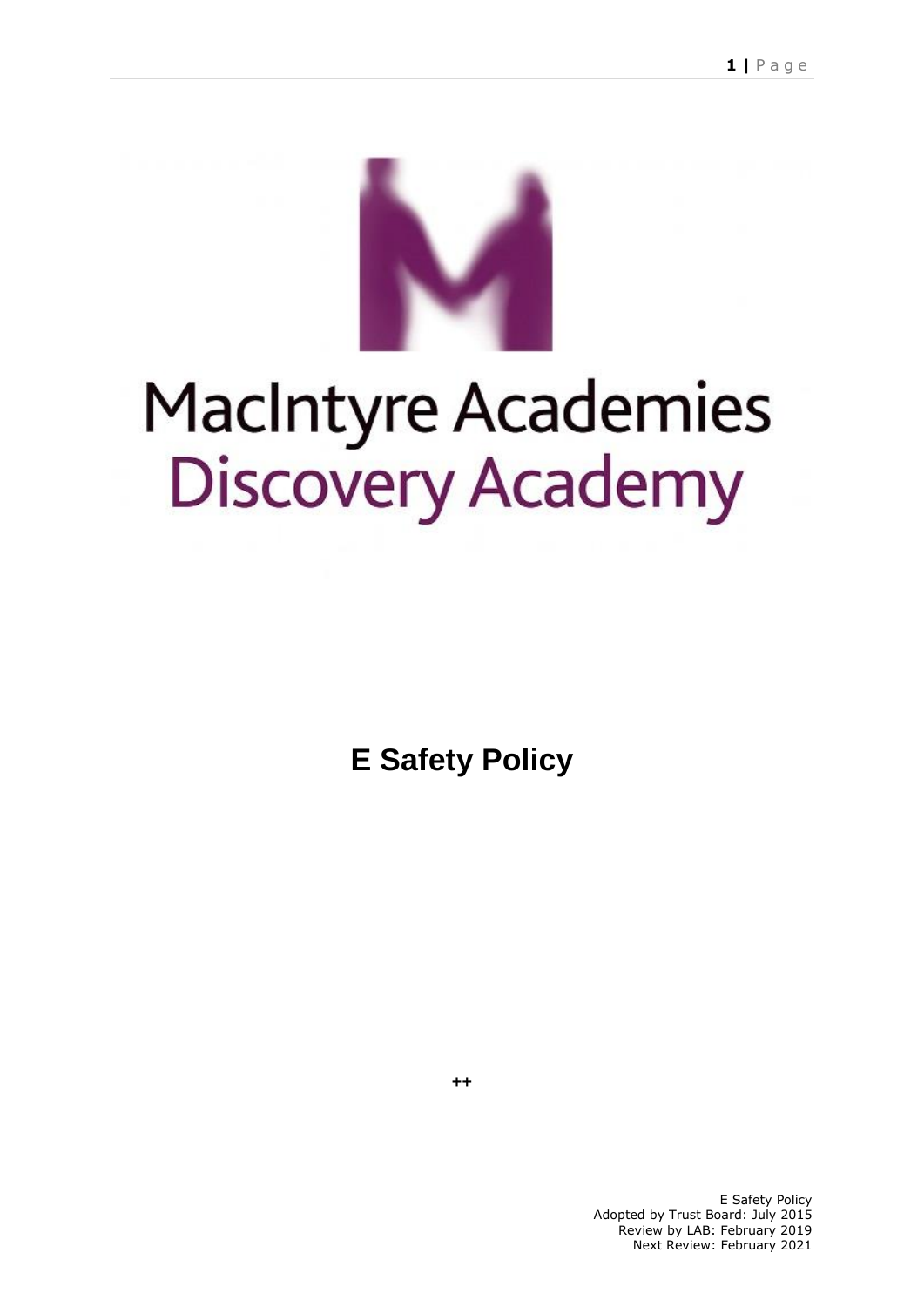MacIntyre Academies
Discovery Academy

# E Safety Policy

++

E Safety Policy
Adopted by Trust Board: July 2015
Review by LAB: February 2019
Next Review: February 2021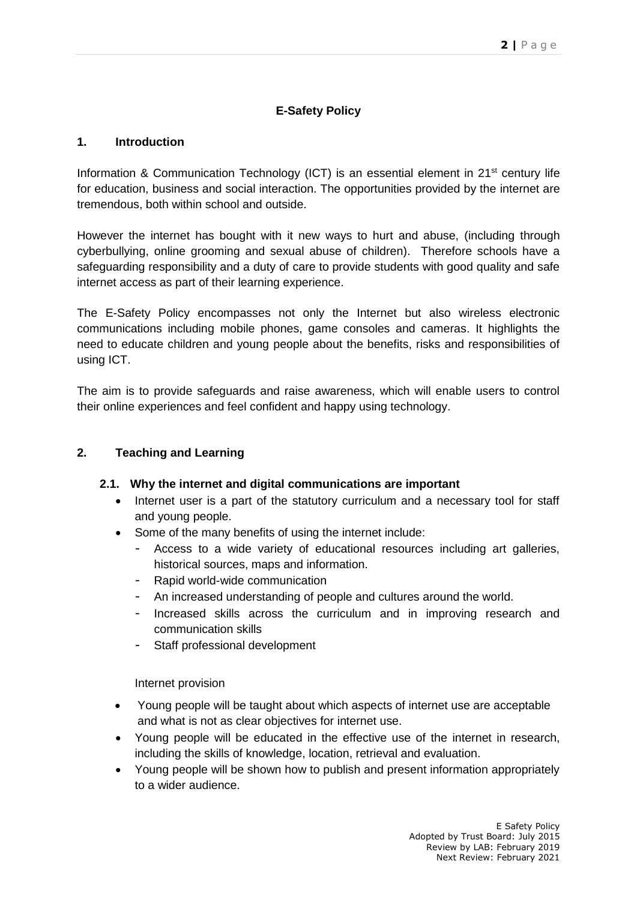## E-Safety Policy

### 1. Introduction

Information & Communication Technology (ICT) is an essential element in 21st century life for education, business and social interaction. The opportunities provided by the internet are tremendous, both within school and outside.

However the internet has bought with it new ways to hurt and abuse, (including through cyberbullying, online grooming and sexual abuse of children). Therefore schools have a safeguarding responsibility and a duty of care to provide students with good quality and safe internet access as part of their learning experience.

The E-Safety Policy encompasses not only the Internet but also wireless electronic communications including mobile phones, game consoles and cameras. It highlights the need to educate children and young people about the benefits, risks and responsibilities of using ICT.

The aim is to provide safeguards and raise awareness, which will enable users to control their online experiences and feel confident and happy using technology.

### 2. Teaching and Learning

#### 2.1. Why the internet and digital communications are important

- Internet user is a part of the statutory curriculum and a necessary tool for staff and young people.
- Some of the many benefits of using the internet include:
  - Access to a wide variety of educational resources including art galleries, historical sources, maps and information.
  - Rapid world-wide communication
  - An increased understanding of people and cultures around the world.
  - Increased skills across the curriculum and in improving research and communication skills
  - Staff professional development

Internet provision

- Young people will be taught about which aspects of internet use are acceptable and what is not as clear objectives for internet use.
- Young people will be educated in the effective use of the internet in research, including the skills of knowledge, location, retrieval and evaluation.
- Young people will be shown how to publish and present information appropriately to a wider audience.

E Safety Policy
Adopted by Trust Board: July 2015
Review by LAB: February 2019
Next Review: February 2021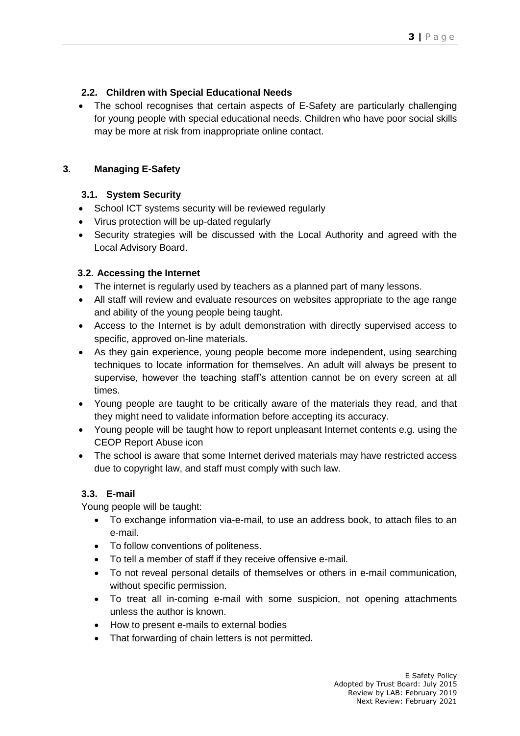### 2.2. Children with Special Educational Needs

- The school recognises that certain aspects of E-Safety are particularly challenging for young people with special educational needs. Children who have poor social skills may be more at risk from inappropriate online contact.

## 3. Managing E-Safety

### 3.1. System Security

- School ICT systems security will be reviewed regularly
- Virus protection will be up-dated regularly
- Security strategies will be discussed with the Local Authority and agreed with the Local Advisory Board.

### 3.2. Accessing the Internet

- The internet is regularly used by teachers as a planned part of many lessons.
- All staff will review and evaluate resources on websites appropriate to the age range and ability of the young people being taught.
- Access to the Internet is by adult demonstration with directly supervised access to specific, approved on-line materials.
- As they gain experience, young people become more independent, using searching techniques to locate information for themselves. An adult will always be present to supervise, however the teaching staff's attention cannot be on every screen at all times.
- Young people are taught to be critically aware of the materials they read, and that they might need to validate information before accepting its accuracy.
- Young people will be taught how to report unpleasant Internet contents e.g. using the CEOP Report Abuse icon
- The school is aware that some Internet derived materials may have restricted access due to copyright law, and staff must comply with such law.

### 3.3. E-mail

Young people will be taught:

- To exchange information via-e-mail, to use an address book, to attach files to an e-mail.
- To follow conventions of politeness.
- To tell a member of staff if they receive offensive e-mail.
- To not reveal personal details of themselves or others in e-mail communication, without specific permission.
- To treat all in-coming e-mail with some suspicion, not opening attachments unless the author is known.
- How to present e-mails to external bodies
- That forwarding of chain letters is not permitted.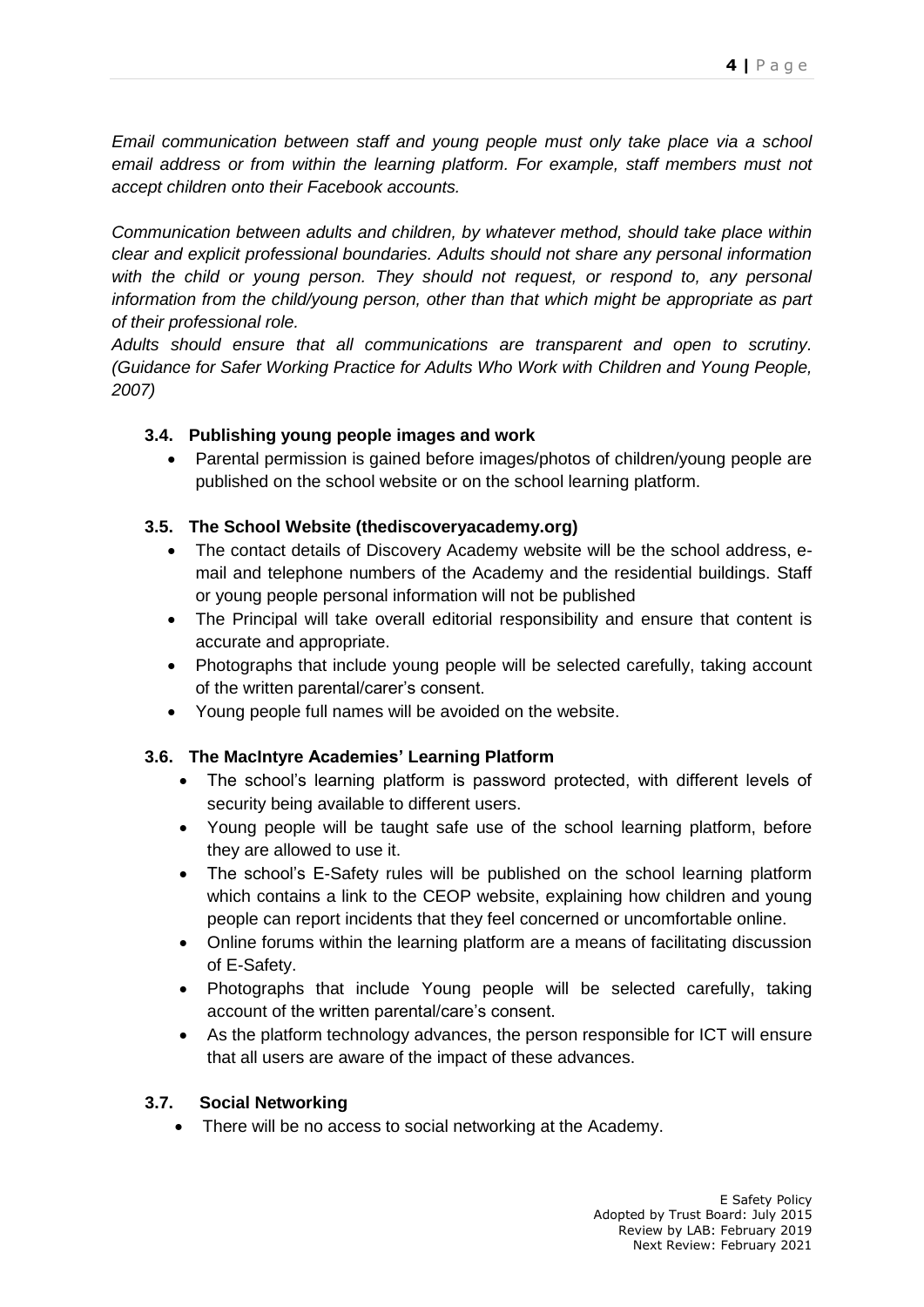*Email communication between staff and young people must only take place via a school email address or from within the learning platform. For example, staff members must not accept children onto their Facebook accounts.*

*Communication between adults and children, by whatever method, should take place within clear and explicit professional boundaries. Adults should not share any personal information with the child or young person. They should not request, or respond to, any personal information from the child/young person, other than that which might be appropriate as part of their professional role.*

*Adults should ensure that all communications are transparent and open to scrutiny. (Guidance for Safer Working Practice for Adults Who Work with Children and Young People, 2007)*

### 3.4. Publishing young people images and work

- Parental permission is gained before images/photos of children/young people are published on the school website or on the school learning platform.

### 3.5. The School Website (thediscoveryacademy.org)

- The contact details of Discovery Academy website will be the school address, e-mail and telephone numbers of the Academy and the residential buildings. Staff or young people personal information will not be published
- The Principal will take overall editorial responsibility and ensure that content is accurate and appropriate.
- Photographs that include young people will be selected carefully, taking account of the written parental/carer's consent.
- Young people full names will be avoided on the website.

### 3.6. The MacIntyre Academies' Learning Platform

- The school's learning platform is password protected, with different levels of security being available to different users.
- Young people will be taught safe use of the school learning platform, before they are allowed to use it.
- The school's E-Safety rules will be published on the school learning platform which contains a link to the CEOP website, explaining how children and young people can report incidents that they feel concerned or uncomfortable online.
- Online forums within the learning platform are a means of facilitating discussion of E-Safety.
- Photographs that include Young people will be selected carefully, taking account of the written parental/care's consent.
- As the platform technology advances, the person responsible for ICT will ensure that all users are aware of the impact of these advances.

### 3.7. Social Networking

- There will be no access to social networking at the Academy.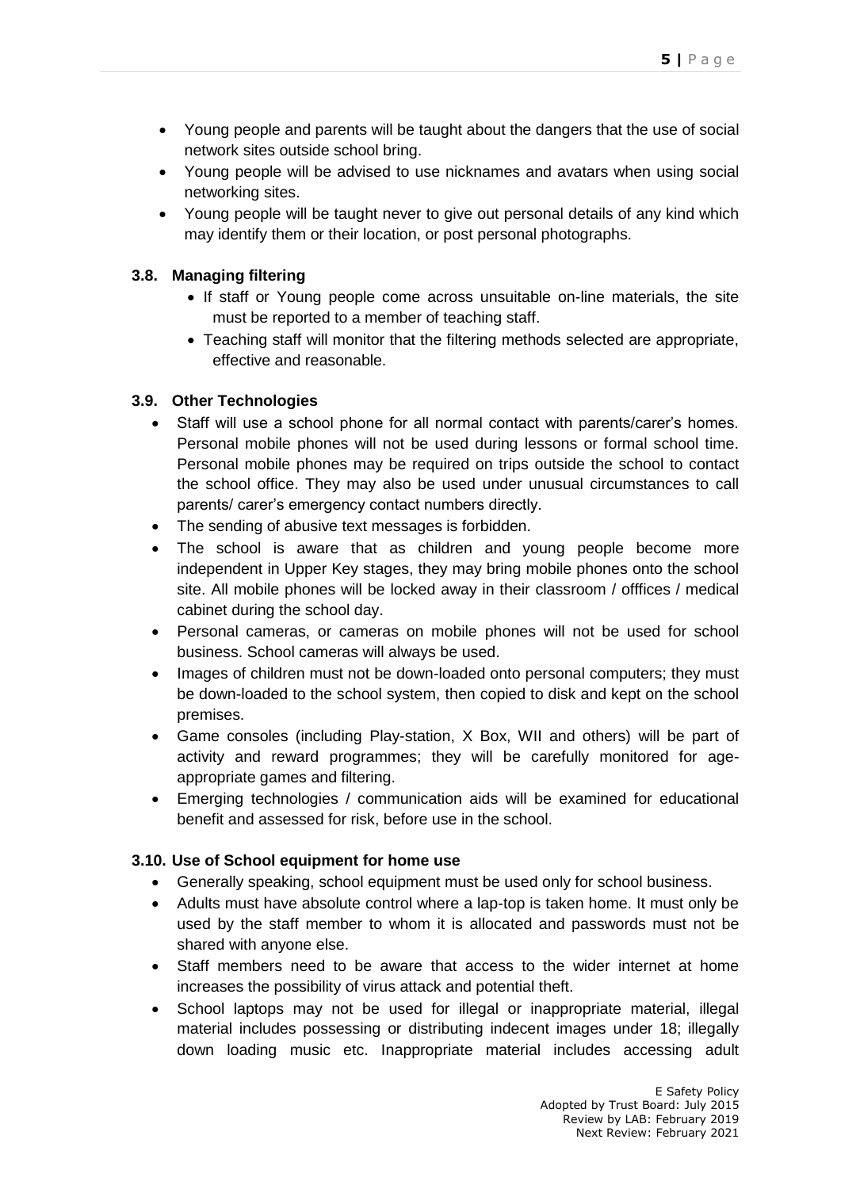- Young people and parents will be taught about the dangers that the use of social network sites outside school bring.
- Young people will be advised to use nicknames and avatars when using social networking sites.
- Young people will be taught never to give out personal details of any kind which may identify them or their location, or post personal photographs.

### 3.8. Managing filtering

- If staff or Young people come across unsuitable on-line materials, the site must be reported to a member of teaching staff.
- Teaching staff will monitor that the filtering methods selected are appropriate, effective and reasonable.

### 3.9. Other Technologies

- Staff will use a school phone for all normal contact with parents/carer's homes. Personal mobile phones will not be used during lessons or formal school time. Personal mobile phones may be required on trips outside the school to contact the school office. They may also be used under unusual circumstances to call parents/ carer's emergency contact numbers directly.
- The sending of abusive text messages is forbidden.
- The school is aware that as children and young people become more independent in Upper Key stages, they may bring mobile phones onto the school site. All mobile phones will be locked away in their classroom / offfices / medical cabinet during the school day.
- Personal cameras, or cameras on mobile phones will not be used for school business. School cameras will always be used.
- Images of children must not be down-loaded onto personal computers; they must be down-loaded to the school system, then copied to disk and kept on the school premises.
- Game consoles (including Play-station, X Box, WII and others) will be part of activity and reward programmes; they will be carefully monitored for age-appropriate games and filtering.
- Emerging technologies / communication aids will be examined for educational benefit and assessed for risk, before use in the school.

### 3.10. Use of School equipment for home use

- Generally speaking, school equipment must be used only for school business.
- Adults must have absolute control where a lap-top is taken home. It must only be used by the staff member to whom it is allocated and passwords must not be shared with anyone else.
- Staff members need to be aware that access to the wider internet at home increases the possibility of virus attack and potential theft.
- School laptops may not be used for illegal or inappropriate material, illegal material includes possessing or distributing indecent images under 18; illegally down loading music etc. Inappropriate material includes accessing adult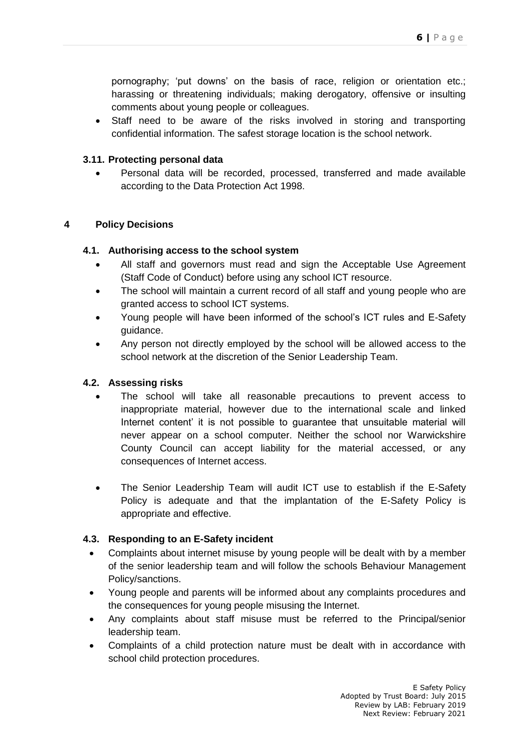pornography; 'put downs' on the basis of race, religion or orientation etc.; harassing or threatening individuals; making derogatory, offensive or insulting comments about young people or colleagues.

- Staff need to be aware of the risks involved in storing and transporting confidential information. The safest storage location is the school network.

### 3.11. Protecting personal data

- Personal data will be recorded, processed, transferred and made available according to the Data Protection Act 1998.

## 4 Policy Decisions

### 4.1. Authorising access to the school system

- All staff and governors must read and sign the Acceptable Use Agreement (Staff Code of Conduct) before using any school ICT resource.
- The school will maintain a current record of all staff and young people who are granted access to school ICT systems.
- Young people will have been informed of the school's ICT rules and E-Safety guidance.
- Any person not directly employed by the school will be allowed access to the school network at the discretion of the Senior Leadership Team.

### 4.2. Assessing risks

- The school will take all reasonable precautions to prevent access to inappropriate material, however due to the international scale and linked Internet content' it is not possible to guarantee that unsuitable material will never appear on a school computer. Neither the school nor Warwickshire County Council can accept liability for the material accessed, or any consequences of Internet access.
- The Senior Leadership Team will audit ICT use to establish if the E-Safety Policy is adequate and that the implantation of the E-Safety Policy is appropriate and effective.

### 4.3. Responding to an E-Safety incident

- Complaints about internet misuse by young people will be dealt with by a member of the senior leadership team and will follow the schools Behaviour Management Policy/sanctions.
- Young people and parents will be informed about any complaints procedures and the consequences for young people misusing the Internet.
- Any complaints about staff misuse must be referred to the Principal/senior leadership team.
- Complaints of a child protection nature must be dealt with in accordance with school child protection procedures.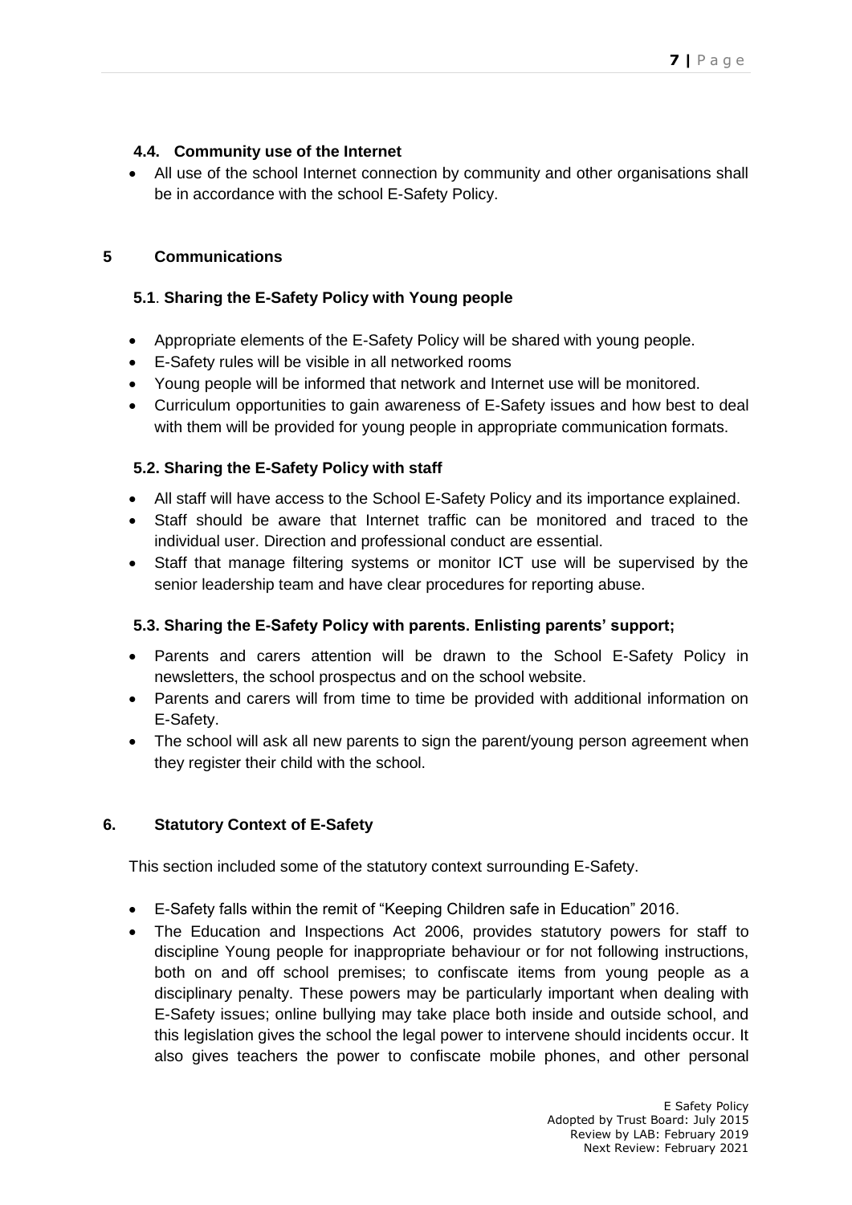### 4.4. Community use of the Internet

- All use of the school Internet connection by community and other organisations shall be in accordance with the school E-Safety Policy.

## 5 Communications

### 5.1. Sharing the E-Safety Policy with Young people

- Appropriate elements of the E-Safety Policy will be shared with young people.
- E-Safety rules will be visible in all networked rooms
- Young people will be informed that network and Internet use will be monitored.
- Curriculum opportunities to gain awareness of E-Safety issues and how best to deal with them will be provided for young people in appropriate communication formats.

### 5.2. Sharing the E-Safety Policy with staff

- All staff will have access to the School E-Safety Policy and its importance explained.
- Staff should be aware that Internet traffic can be monitored and traced to the individual user. Direction and professional conduct are essential.
- Staff that manage filtering systems or monitor ICT use will be supervised by the senior leadership team and have clear procedures for reporting abuse.

### 5.3. Sharing the E-Safety Policy with parents. Enlisting parents' support;

- Parents and carers attention will be drawn to the School E-Safety Policy in newsletters, the school prospectus and on the school website.
- Parents and carers will from time to time be provided with additional information on E-Safety.
- The school will ask all new parents to sign the parent/young person agreement when they register their child with the school.

## 6. Statutory Context of E-Safety

This section included some of the statutory context surrounding E-Safety.

- E-Safety falls within the remit of "Keeping Children safe in Education" 2016.
- The Education and Inspections Act 2006, provides statutory powers for staff to discipline Young people for inappropriate behaviour or for not following instructions, both on and off school premises; to confiscate items from young people as a disciplinary penalty. These powers may be particularly important when dealing with E-Safety issues; online bullying may take place both inside and outside school, and this legislation gives the school the legal power to intervene should incidents occur. It also gives teachers the power to confiscate mobile phones, and other personal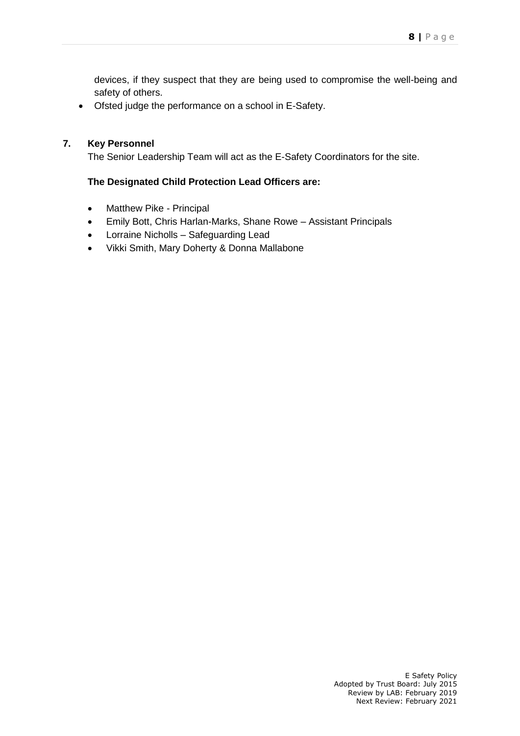devices, if they suspect that they are being used to compromise the well-being and safety of others.

- Ofsted judge the performance on a school in E-Safety.

## 7. Key Personnel

The Senior Leadership Team will act as the E-Safety Coordinators for the site.

**The Designated Child Protection Lead Officers are:**

- Matthew Pike - Principal
- Emily Bott, Chris Harlan-Marks, Shane Rowe – Assistant Principals
- Lorraine Nicholls – Safeguarding Lead
- Vikki Smith, Mary Doherty & Donna Mallabone